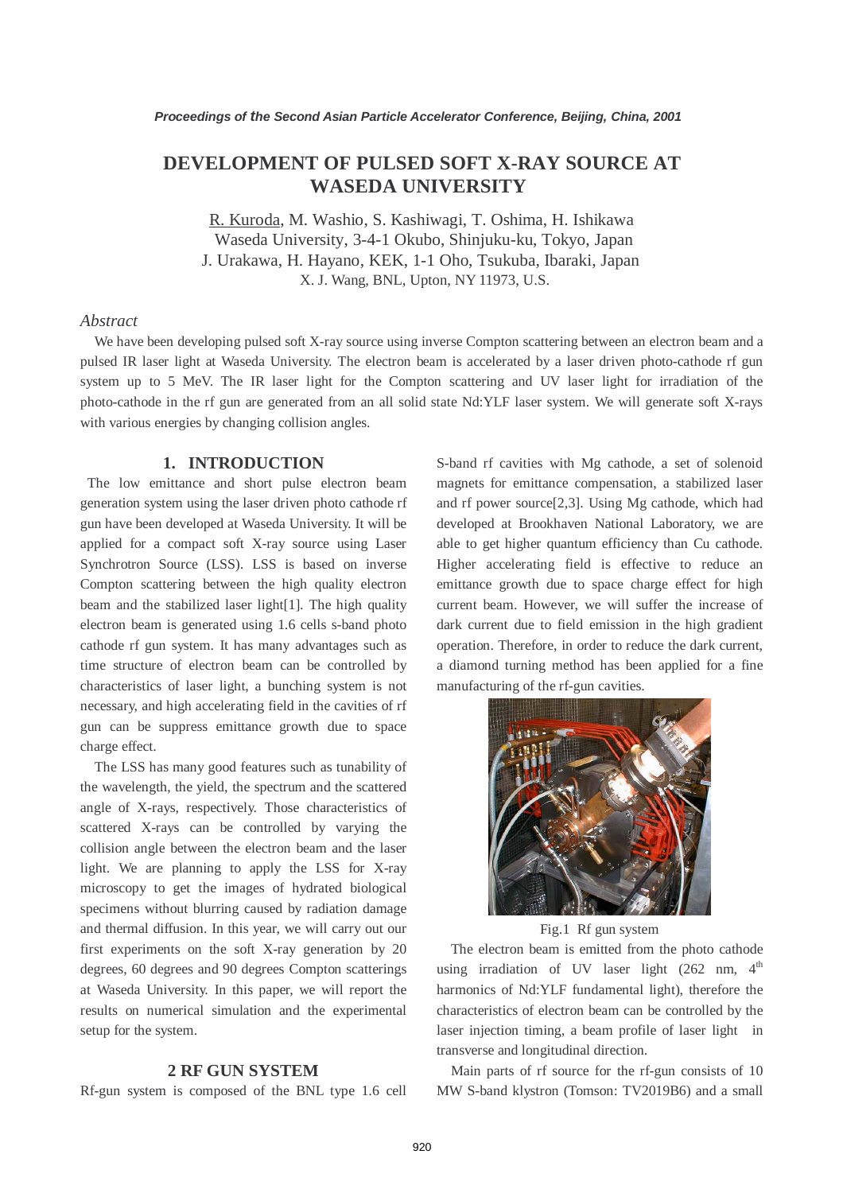# DEVELOPMENT OF PULSED SOFT X-RAY SOURCE AT WASEDA UNIVERSITY

R. Kuroda, M. Washio, S. Kashiwagi, T. Oshima, H. Ishikawa
Waseda University, 3-4-1 Okubo, Shinjuku-ku, Tokyo, Japan
J. Urakawa, H. Hayano, KEK, 1-1 Oho, Tsukuba, Ibaraki, Japan
X. J. Wang, BNL, Upton, NY 11973, U.S.

*Abstract*

We have been developing pulsed soft X-ray source using inverse Compton scattering between an electron beam and a pulsed IR laser light at Waseda University. The electron beam is accelerated by a laser driven photo-cathode rf gun system up to 5 MeV. The IR laser light for the Compton scattering and UV laser light for irradiation of the photo-cathode in the rf gun are generated from an all solid state Nd:YLF laser system. We will generate soft X-rays with various energies by changing collision angles.

## 1. INTRODUCTION

The low emittance and short pulse electron beam generation system using the laser driven photo cathode rf gun have been developed at Waseda University. It will be applied for a compact soft X-ray source using Laser Synchrotron Source (LSS). LSS is based on inverse Compton scattering between the high quality electron beam and the stabilized laser light[1]. The high quality electron beam is generated using 1.6 cells s-band photo cathode rf gun system. It has many advantages such as time structure of electron beam can be controlled by characteristics of laser light, a bunching system is not necessary, and high accelerating field in the cavities of rf gun can be suppress emittance growth due to space charge effect.

The LSS has many good features such as tunability of the wavelength, the yield, the spectrum and the scattered angle of X-rays, respectively. Those characteristics of scattered X-rays can be controlled by varying the collision angle between the electron beam and the laser light. We are planning to apply the LSS for X-ray microscopy to get the images of hydrated biological specimens without blurring caused by radiation damage and thermal diffusion. In this year, we will carry out our first experiments on the soft X-ray generation by 20 degrees, 60 degrees and 90 degrees Compton scatterings at Waseda University. In this paper, we will report the results on numerical simulation and the experimental setup for the system.

## 2 RF GUN SYSTEM

Rf-gun system is composed of the BNL type 1.6 cell S-band rf cavities with Mg cathode, a set of solenoid magnets for emittance compensation, a stabilized laser and rf power source[2,3]. Using Mg cathode, which had developed at Brookhaven National Laboratory, we are able to get higher quantum efficiency than Cu cathode. Higher accelerating field is effective to reduce an emittance growth due to space charge effect for high current beam. However, we will suffer the increase of dark current due to field emission in the high gradient operation. Therefore, in order to reduce the dark current, a diamond turning method has been applied for a fine manufacturing of the rf-gun cavities.

Fig.1 Rf gun system

The electron beam is emitted from the photo cathode using irradiation of UV laser light (262 nm, 4th harmonics of Nd:YLF fundamental light), therefore the characteristics of electron beam can be controlled by the laser injection timing, a beam profile of laser light in transverse and longitudinal direction.

Main parts of rf source for the rf-gun consists of 10 MW S-band klystron (Tomson: TV2019B6) and a small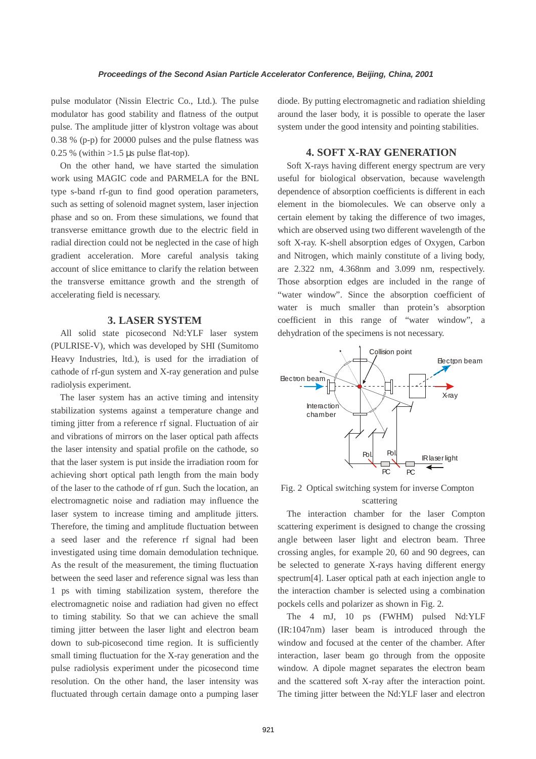pulse modulator (Nissin Electric Co., Ltd.). The pulse modulator has good stability and flatness of the output pulse. The amplitude jitter of klystron voltage was about 0.38 % (p-p) for 20000 pulses and the pulse flatness was 0.25 % (within >1.5 µs pulse flat-top).

On the other hand, we have started the simulation work using MAGIC code and PARMELA for the BNL type s-band rf-gun to find good operation parameters, such as setting of solenoid magnet system, laser injection phase and so on. From these simulations, we found that transverse emittance growth due to the electric field in radial direction could not be neglected in the case of high gradient acceleration. More careful analysis taking account of slice emittance to clarify the relation between the transverse emittance growth and the strength of accelerating field is necessary.

## 3. LASER SYSTEM

All solid state picosecond Nd:YLF laser system (PULRISE-V), which was developed by SHI (Sumitomo Heavy Industries, ltd.), is used for the irradiation of cathode of rf-gun system and X-ray generation and pulse radiolysis experiment.

The laser system has an active timing and intensity stabilization systems against a temperature change and timing jitter from a reference rf signal. Fluctuation of air and vibrations of mirrors on the laser optical path affects the laser intensity and spatial profile on the cathode, so that the laser system is put inside the irradiation room for achieving short optical path length from the main body of the laser to the cathode of rf gun. Such the location, an electromagnetic noise and radiation may influence the laser system to increase timing and amplitude jitters. Therefore, the timing and amplitude fluctuation between a seed laser and the reference rf signal had been investigated using time domain demodulation technique. As the result of the measurement, the timing fluctuation between the seed laser and reference signal was less than 1 ps with timing stabilization system, therefore the electromagnetic noise and radiation had given no effect to timing stability. So that we can achieve the small timing jitter between the laser light and electron beam down to sub-picosecond time region. It is sufficiently small timing fluctuation for the X-ray generation and the pulse radiolysis experiment under the picosecond time resolution. On the other hand, the laser intensity was fluctuated through certain damage onto a pumping laser diode. By putting electromagnetic and radiation shielding around the laser body, it is possible to operate the laser system under the good intensity and pointing stabilities.

## 4. SOFT X-RAY GENERATION

Soft X-rays having different energy spectrum are very useful for biological observation, because wavelength dependence of absorption coefficients is different in each element in the biomolecules. We can observe only a certain element by taking the difference of two images, which are observed using two different wavelength of the soft X-ray. K-shell absorption edges of Oxygen, Carbon and Nitrogen, which mainly constitute of a living body, are 2.322 nm, 4.368nm and 3.099 nm, respectively. Those absorption edges are included in the range of "water window". Since the absorption coefficient of water is much smaller than protein's absorption coefficient in this range of "water window", a dehydration of the specimens is not necessary.

Fig. 2 Optical switching system for inverse Compton scattering

The interaction chamber for the laser Compton scattering experiment is designed to change the crossing angle between laser light and electron beam. Three crossing angles, for example 20, 60 and 90 degrees, can be selected to generate X-rays having different energy spectrum[4]. Laser optical path at each injection angle to the interaction chamber is selected using a combination pockels cells and polarizer as shown in Fig. 2.

The 4 mJ, 10 ps (FWHM) pulsed Nd:YLF (IR:1047nm) laser beam is introduced through the window and focused at the center of the chamber. After interaction, laser beam go through from the opposite window. A dipole magnet separates the electron beam and the scattered soft X-ray after the interaction point. The timing jitter between the Nd:YLF laser and electron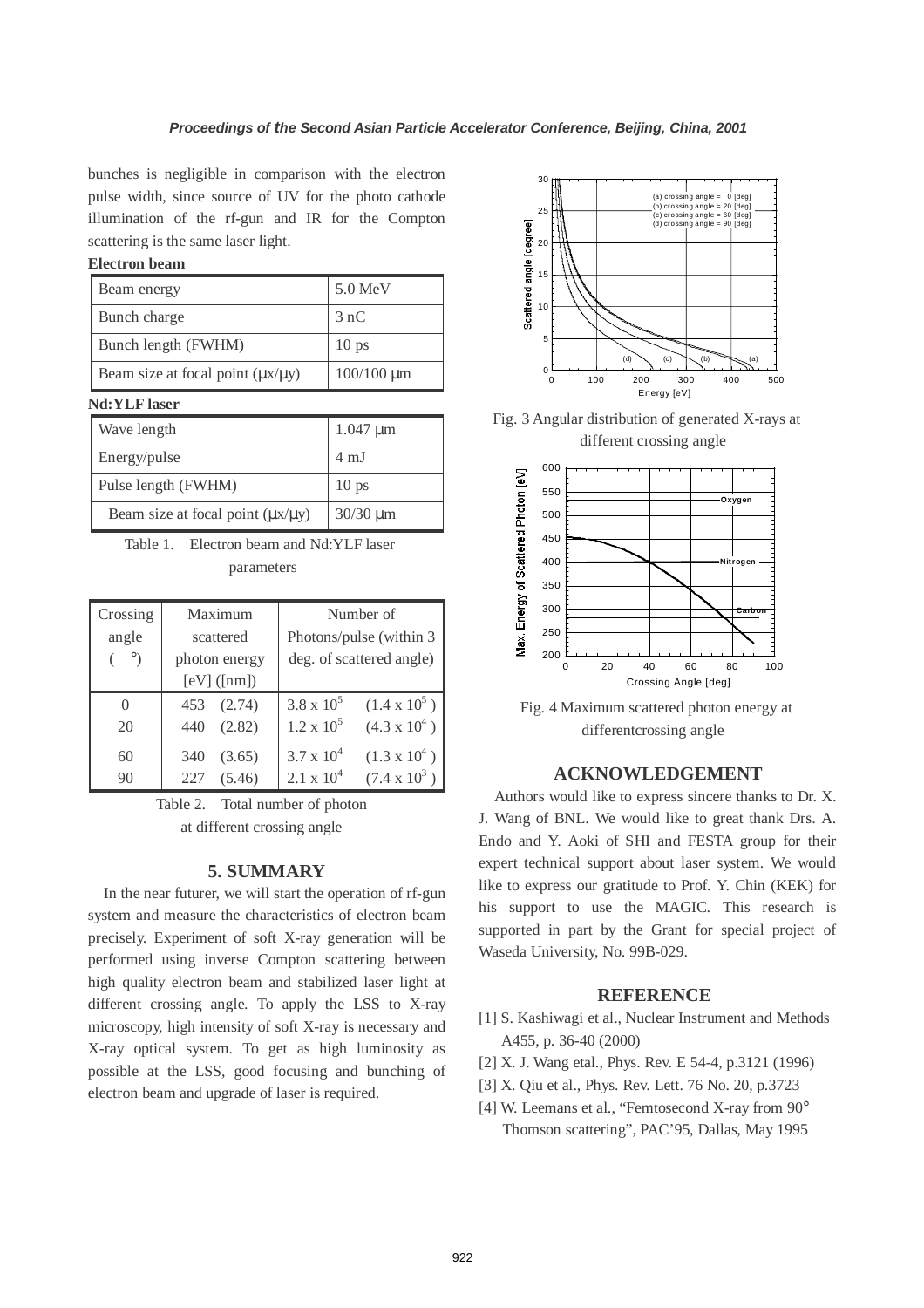bunches is negligible in comparison with the electron pulse width, since source of UV for the photo cathode illumination of the rf-gun and IR for the Compton scattering is the same laser light.

**Electron beam**

| | |
|---|---|
| Beam energy | 5.0 MeV |
| Bunch charge | 3 nC |
| Bunch length (FWHM) | 10 ps |
| Beam size at focal point (μx/μy) | 100/100 μm |

**Nd:YLF laser**

| | |
|---|---|
| Wave length | 1.047 μm |
| Energy/pulse | 4 mJ |
| Pulse length (FWHM) | 10 ps |
| Beam size at focal point (μx/μy) | 30/30 μm |

Table 1. Electron beam and Nd:YLF laser parameters

| Crossing angle (°) | Maximum scattered photon energy [eV] ([nm]) | Number of Photons/pulse (within 3 deg. of scattered angle) |
|---|---|---|
| 0 | 453 (2.74) | $3.8 \times 10^5$ ($1.4 \times 10^5$) |
| 20 | 440 (2.82) | $1.2 \times 10^5$ ($4.3 \times 10^4$) |
| 60 | 340 (3.65) | $3.7 \times 10^4$ ($1.3 \times 10^4$) |
| 90 | 227 (5.46) | $2.1 \times 10^4$ ($7.4 \times 10^3$) |

Table 2. Total number of photon at different crossing angle

## 5. SUMMARY

In the near futurer, we will start the operation of rf-gun system and measure the characteristics of electron beam precisely. Experiment of soft X-ray generation will be performed using inverse Compton scattering between high quality electron beam and stabilized laser light at different crossing angle. To apply the LSS to X-ray microscopy, high intensity of soft X-ray is necessary and X-ray optical system. To get as high luminosity as possible at the LSS, good focusing and bunching of electron beam and upgrade of laser is required.

Scattered angle [degree]
Energy [eV]
(a) crossing angle = 0 [deg]
(b) crossing angle = 20 [deg]
(c) crossing angle = 60 [deg]
(d) crossing angle = 90 [deg]
0 5 10 15 20 25 30
0 100 200 300 400 500
(d) (c) (b) (a)

Fig. 3 Angular distribution of generated X-rays at different crossing angle

Max. Energy of Scattered Photon [eV]
Crossing Angle [deg]
200 250 300 350 400 450 500 550 600
0 20 40 60 80 100
Oxygen
Nitrogen
Carbon

Fig. 4 Maximum scattered photon energy at differentcrossing angle

## ACKNOWLEDGEMENT

Authors would like to express sincere thanks to Dr. X. J. Wang of BNL. We would like to great thank Drs. A. Endo and Y. Aoki of SHI and FESTA group for their expert technical support about laser system. We would like to express our gratitude to Prof. Y. Chin (KEK) for his support to use the MAGIC. This research is supported in part by the Grant for special project of Waseda University, No. 99B-029.

## REFERENCE

[1] S. Kashiwagi et al., Nuclear Instrument and Methods A455, p. 36-40 (2000)

[2] X. J. Wang etal., Phys. Rev. E 54-4, p.3121 (1996)

[3] X. Qiu et al., Phys. Rev. Lett. 76 No. 20, p.3723

[4] W. Leemans et al., "Femtosecond X-ray from 90° Thomson scattering", PAC'95, Dallas, May 1995